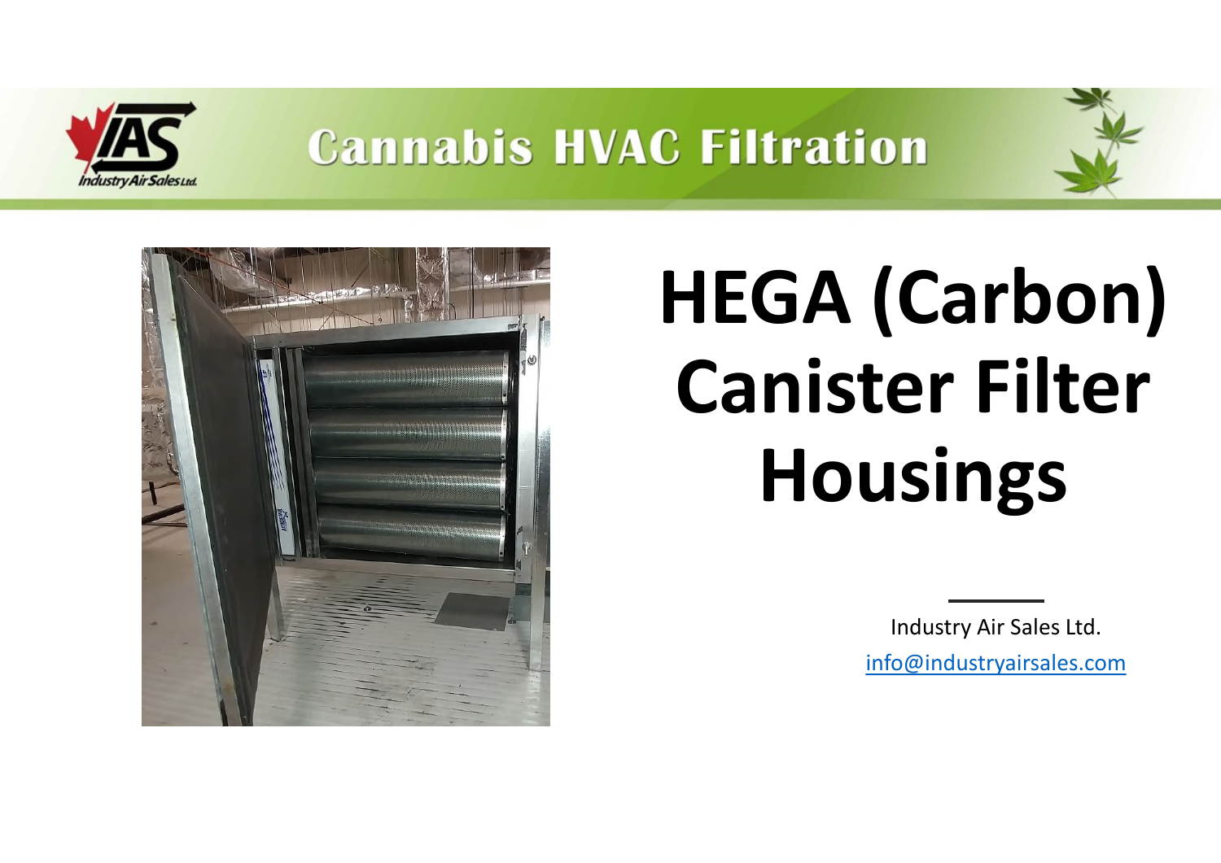# Cannabis HVAC Filtration

# HEGA (Carbon) Canister Filter Housings

Industry Air Sales Ltd.

info@industryairsales.com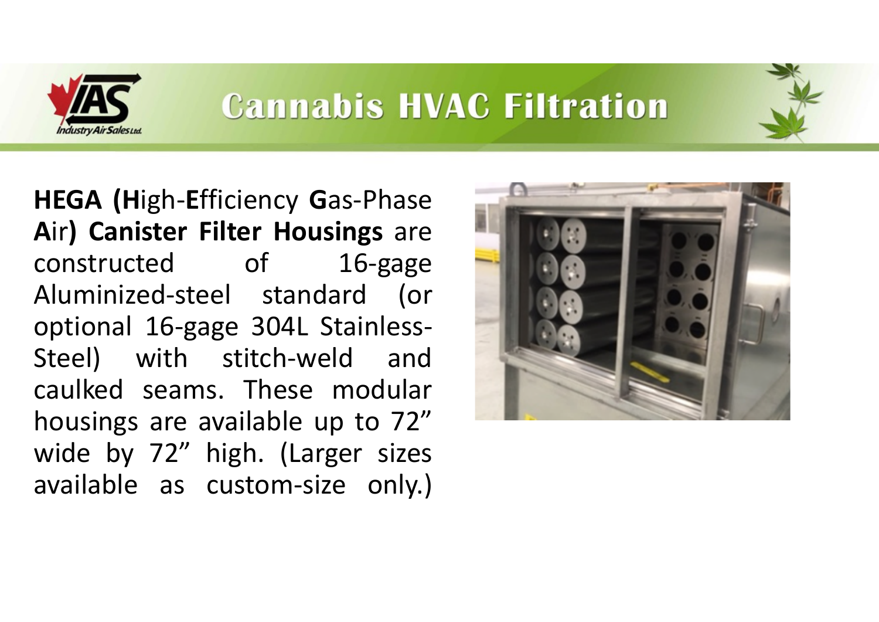# Cannabis HVAC Filtration

**HEGA (H**igh-**E**fficiency **G**as-Phase **A**ir**) Canister Filter Housings** are constructed of 16-gage Aluminized-steel standard (or optional 16-gage 304L Stainless-Steel) with stitch-weld and caulked seams. These modular housings are available up to 72" wide by 72" high. (Larger sizes available as custom-size only.)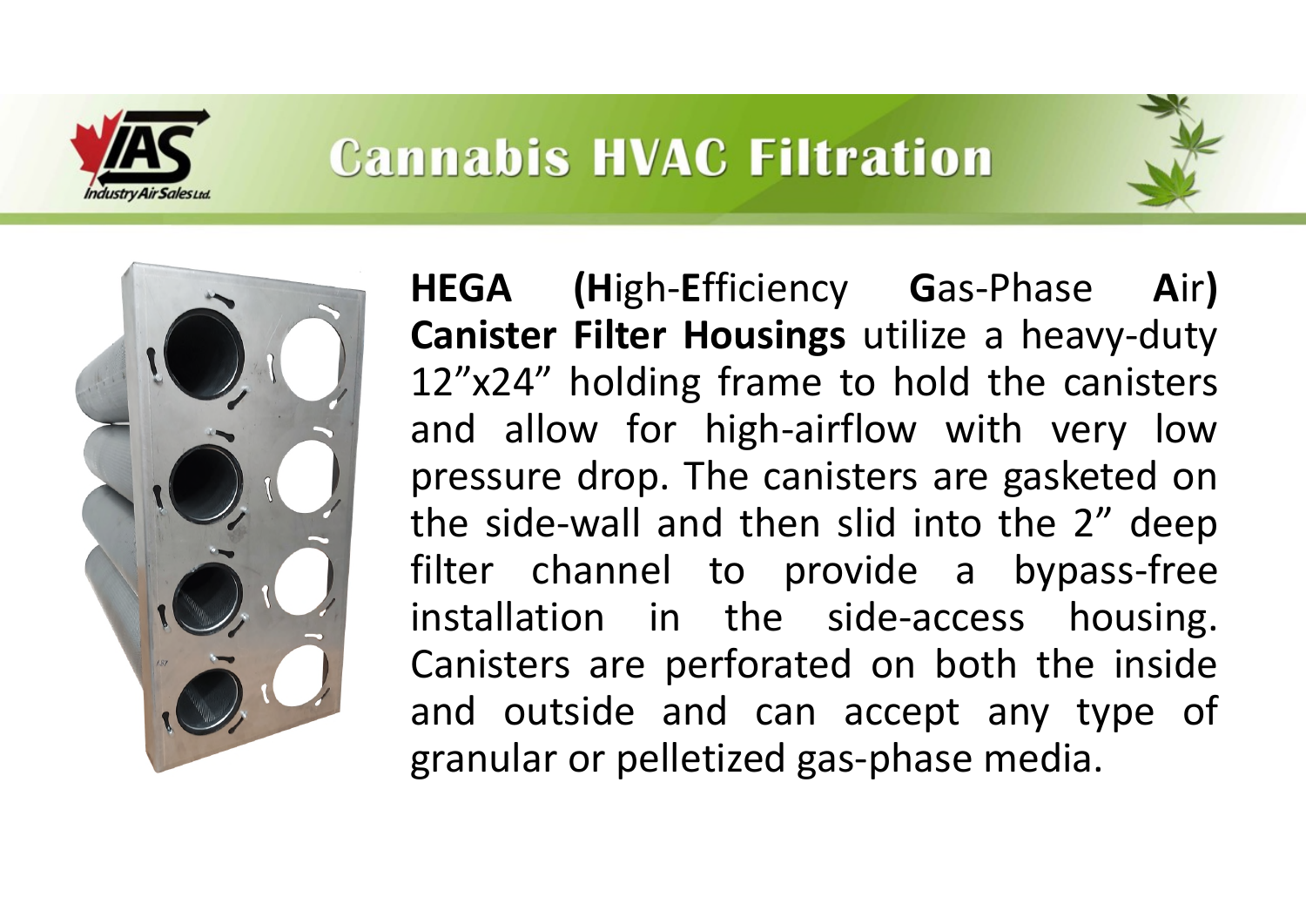# Cannabis HVAC Filtration

**HEGA (High-Efficiency Gas-Phase Air) Canister Filter Housings** utilize a heavy-duty 12"x24" holding frame to hold the canisters and allow for high-airflow with very low pressure drop. The canisters are gasketed on the side-wall and then slid into the 2" deep filter channel to provide a bypass-free installation in the side-access housing. Canisters are perforated on both the inside and outside and can accept any type of granular or pelletized gas-phase media.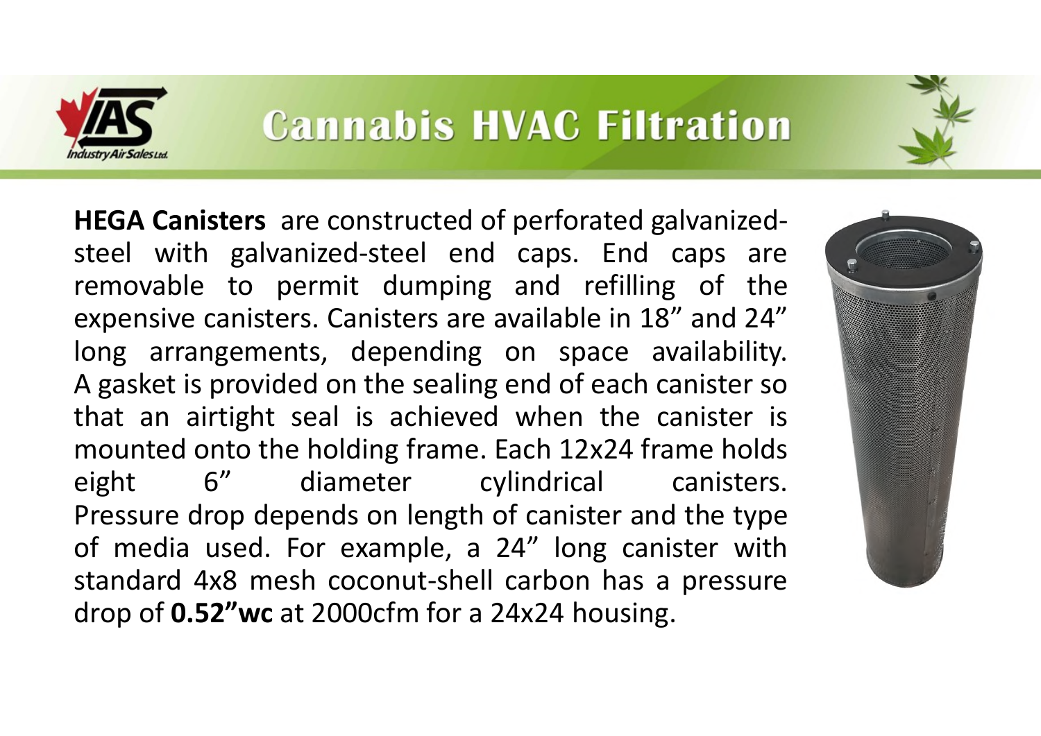# Cannabis HVAC Filtration

**HEGA Canisters** are constructed of perforated galvanized-steel with galvanized-steel end caps. End caps are removable to permit dumping and refilling of the expensive canisters. Canisters are available in 18" and 24" long arrangements, depending on space availability. A gasket is provided on the sealing end of each canister so that an airtight seal is achieved when the canister is mounted onto the holding frame. Each 12x24 frame holds eight 6" diameter cylindrical canisters. Pressure drop depends on length of canister and the type of media used. For example, a 24" long canister with standard 4x8 mesh coconut-shell carbon has a pressure drop of **0.52"wc** at 2000cfm for a 24x24 housing.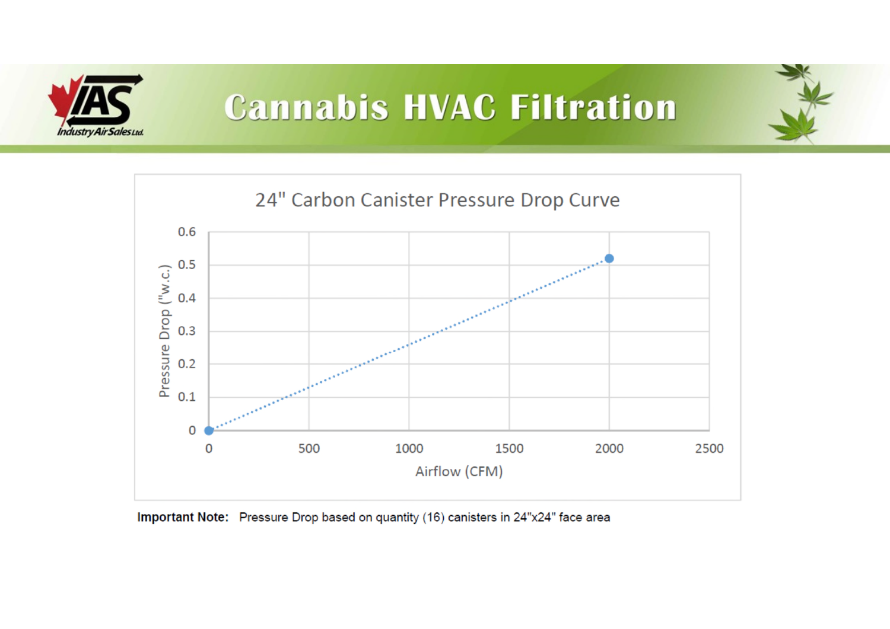# Cannabis HVAC Filtration

## 24" Carbon Canister Pressure Drop Curve

Pressure Drop ("w.c.)

Airflow (CFM)

**Important Note:** Pressure Drop based on quantity (16) canisters in 24"x24" face area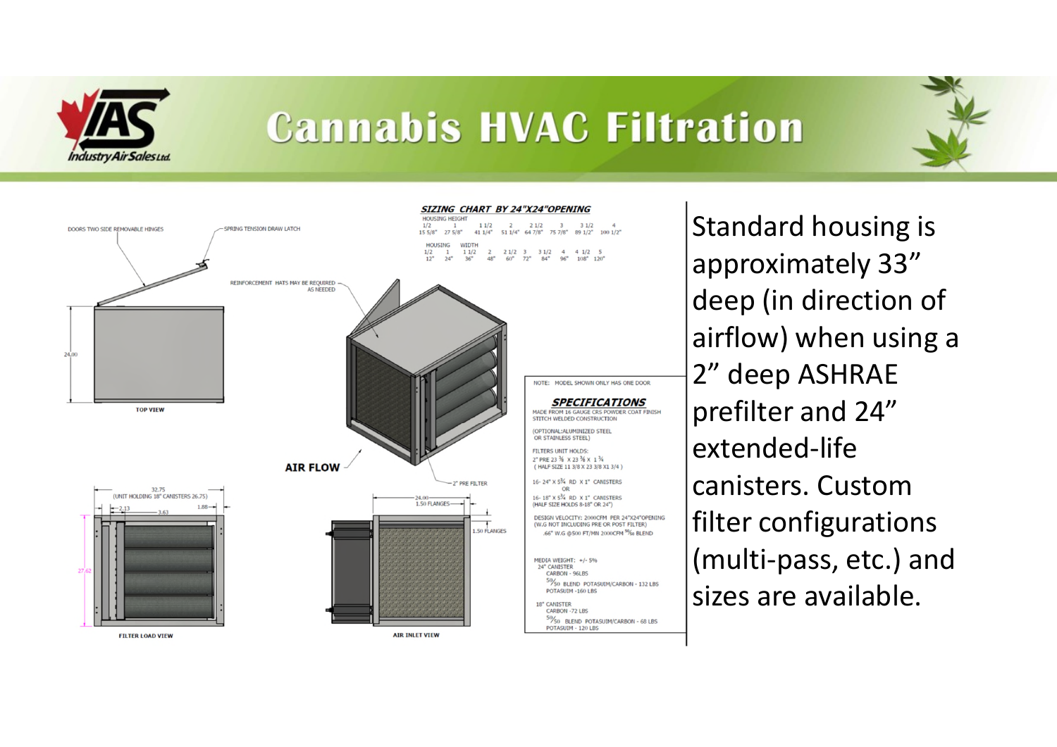# Cannabis HVAC Filtration

**SIZING CHART BY 24"X24" OPENING**

| HOUSING HEIGHT | | | | | | | |
|---|---|---|---|---|---|---|---|
| 1/2 | 1 | 1 1/2 | 2 | 2 1/2 | 3 | 3 1/2 | 4 |
| 15 5/8" | 27 5/8" | 41 1/4" | 51 1/4" | 64 7/8" | 75 7/8" | 89 1/2" | 100 1/2" |

| HOUSING WIDTH | | | | | | | | | |
|---|---|---|---|---|---|---|---|---|---|
| 1/2 | 1 | 1 1/2 | 2 | 2 1/2 | 3 | 3 1/2 | 4 | 4 1/2 | 5 |
| 12" | 24" | 36" | 48" | 60" | 72" | 84" | 96" | 108" | 120" |

DOORS TWO SIDE REMOVABLE HINGES

SPRING TENSION DRAW LATCH

REINFORCEMENT HATS MAY BE REQUIRED AS NEEDED

24.00

TOP VIEW

AIR FLOW

2" PRE FILTER

32.75 (UNIT HOLDING 18" CANISTERS 26.75)

2.13 3.63 1.88

27.62

FILTER LOAD VIEW

24.00 1.50 FLANGES

1.50 FLANGES

AIR INLET VIEW

NOTE: MODEL SHOWN ONLY HAS ONE DOOR

**SPECIFICATIONS**

MADE FROM 16 GAUGE CRS POWDER COAT FINISH STITCH WELDED CONSTRUCTION

(OPTIONAL:ALUMINIZED STEEL OR STAINLESS STEEL)

FILTERS UNIT HOLDS:
2" PRE 23 3/8 X 23 3/8 X 1 3/4
( HALF SIZE 11 3/8 X 23 3/8 X1 3/4 )

16- 24" X 5 3/4 RD X 1" CANISTERS
OR
16- 18" X 5 3/4 RD X 1" CANISTERS
(HALF SIZE HOLDS 8-18" OR 24")

DESIGN VELOCITY: 2000CFM PER 24"X24"OPENING
(W.G NOT INCLUDING PRE OR POST FILTER)
.66" W.G @500 FT/MN 2000CFM 50/50 BLEND

MEDIA WEIGHT: +/- 5%
24" CANISTER
CARBON - 96LBS
50/50 BLEND POTASUIM/CARBON - 132 LBS
POTASUIM -160 LBS

18" CANISTER
CARBON -72 LBS
50/50 BLEND POTASUIM/CARBON - 68 LBS
POTASUIM - 120 LBS

Standard housing is approximately 33" deep (in direction of airflow) when using a 2" deep ASHRAE prefilter and 24" extended-life canisters. Custom filter configurations (multi-pass, etc.) and sizes are available.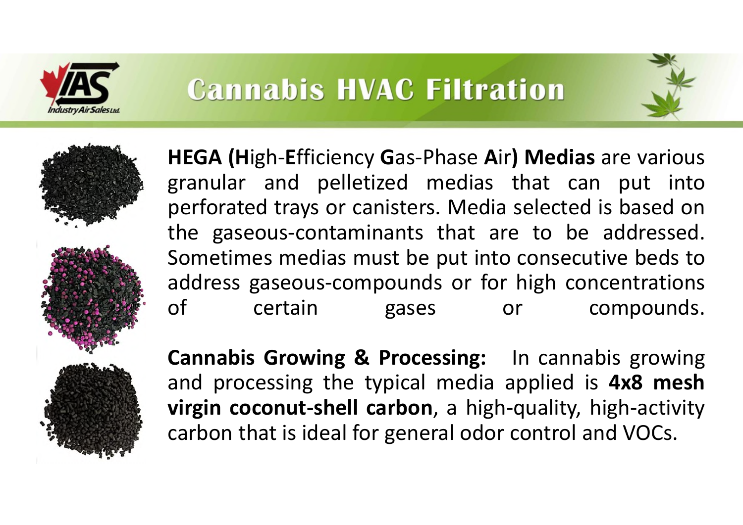# Cannabis HVAC Filtration

**HEGA (H**igh-**E**fficiency **G**as-Phase **A**ir**) Medias** are various granular and pelletized medias that can put into perforated trays or canisters. Media selected is based on the gaseous-contaminants that are to be addressed. Sometimes medias must be put into consecutive beds to address gaseous-compounds or for high concentrations of certain gases or compounds.

**Cannabis Growing & Processing:** In cannabis growing and processing the typical media applied is **4x8 mesh virgin coconut-shell carbon**, a high-quality, high-activity carbon that is ideal for general odor control and VOCs.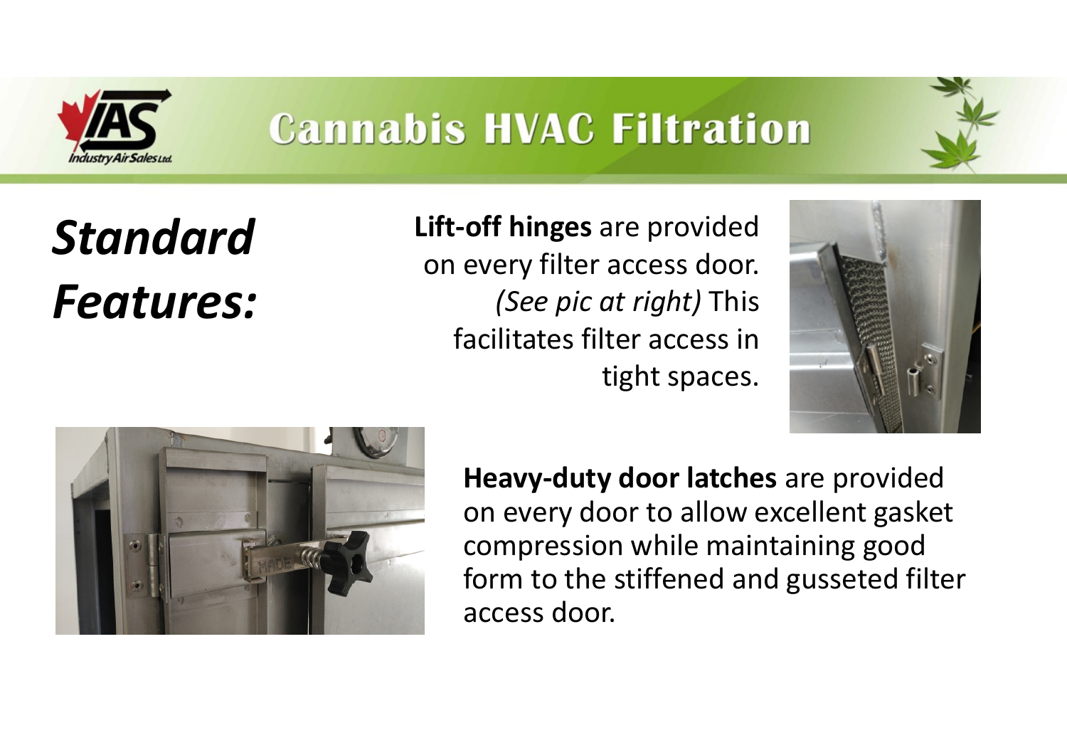# Cannabis HVAC Filtration

## *Standard Features:*

**Lift-off hinges** are provided on every filter access door. *(See pic at right)* This facilitates filter access in tight spaces.

**Heavy-duty door latches** are provided on every door to allow excellent gasket compression while maintaining good form to the stiffened and gusseted filter access door.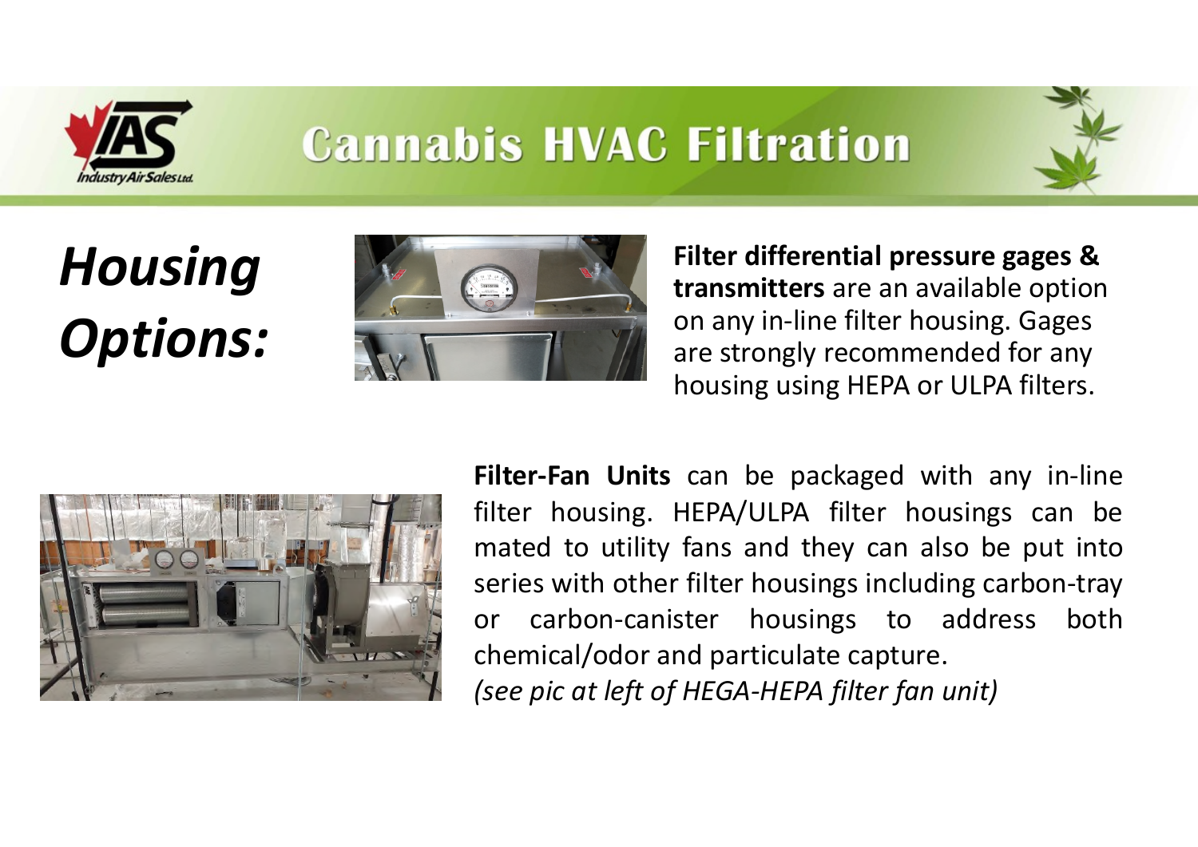# Cannabis HVAC Filtration

## *Housing Options:*

**Filter differential pressure gages & transmitters** are an available option on any in-line filter housing. Gages are strongly recommended for any housing using HEPA or ULPA filters.

**Filter-Fan Units** can be packaged with any in-line filter housing. HEPA/ULPA filter housings can be mated to utility fans and they can also be put into series with other filter housings including carbon-tray or carbon-canister housings to address both chemical/odor and particulate capture.

*(see pic at left of HEGA-HEPA filter fan unit)*